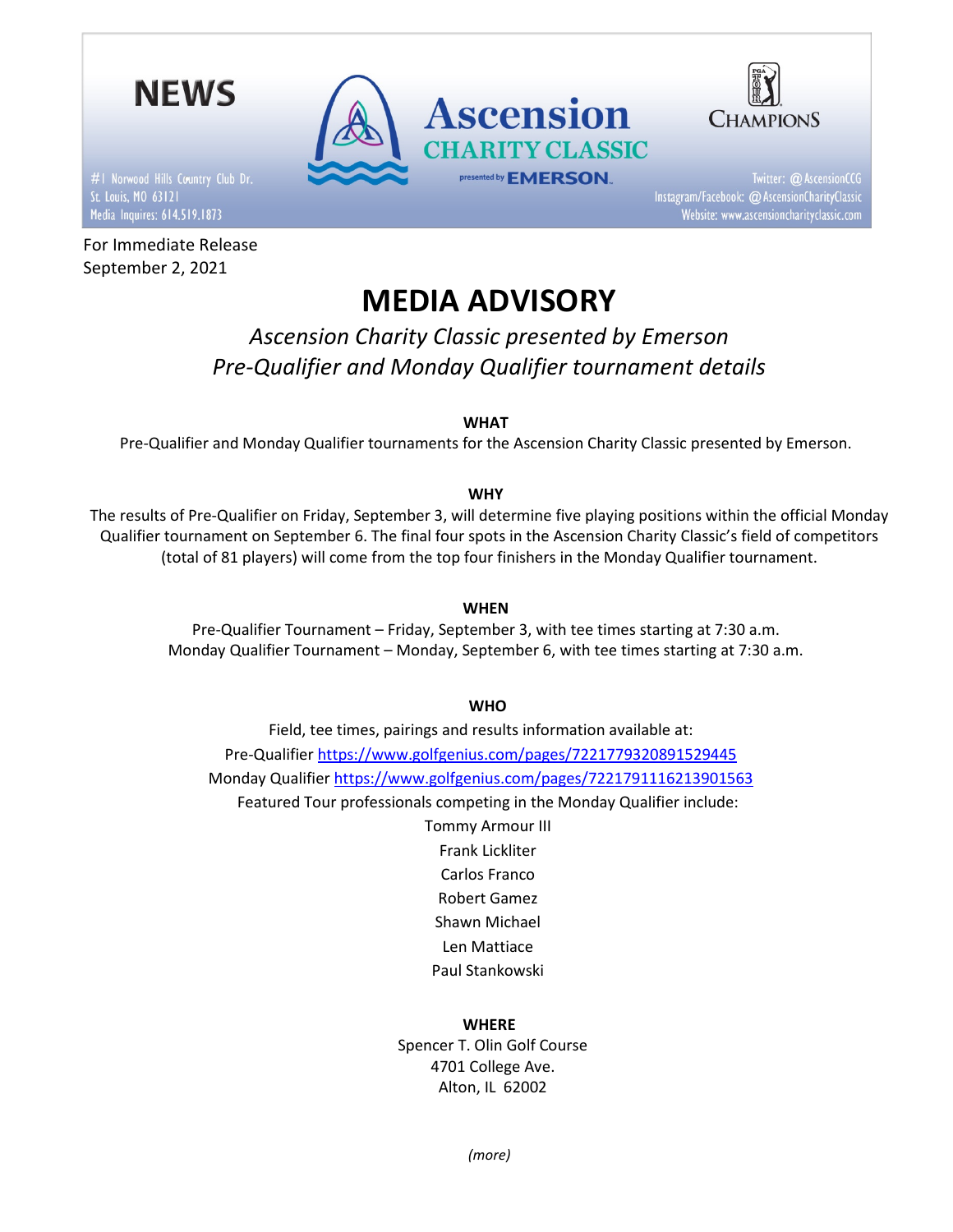NEWS

#1 Norwood Hills Country Club Dr.
St. Louis, MO 63121
Media Inquires: 614.519.1873

**Ascension CHARITY CLASSIC** presented by EMERSON

CHAMPIONS

Twitter: @AscensionCCG
Instagram/Facebook: @AscensionCharityClassic
Website: www.ascensioncharityclassic.com

For Immediate Release
September 2, 2021

# MEDIA ADVISORY

*Ascension Charity Classic presented by Emerson*
*Pre-Qualifier and Monday Qualifier tournament details*

**WHAT**

Pre-Qualifier and Monday Qualifier tournaments for the Ascension Charity Classic presented by Emerson.

**WHY**

The results of Pre-Qualifier on Friday, September 3, will determine five playing positions within the official Monday Qualifier tournament on September 6. The final four spots in the Ascension Charity Classic's field of competitors (total of 81 players) will come from the top four finishers in the Monday Qualifier tournament.

**WHEN**

Pre-Qualifier Tournament – Friday, September 3, with tee times starting at 7:30 a.m.
Monday Qualifier Tournament – Monday, September 6, with tee times starting at 7:30 a.m.

**WHO**

Field, tee times, pairings and results information available at:
Pre-Qualifier https://www.golfgenius.com/pages/7221779320891529445
Monday Qualifier https://www.golfgenius.com/pages/7221791116213901563
Featured Tour professionals competing in the Monday Qualifier include:
Tommy Armour III
Frank Lickliter
Carlos Franco
Robert Gamez
Shawn Michael
Len Mattiace
Paul Stankowski

**WHERE**

Spencer T. Olin Golf Course
4701 College Ave.
Alton, IL 62002

*(more)*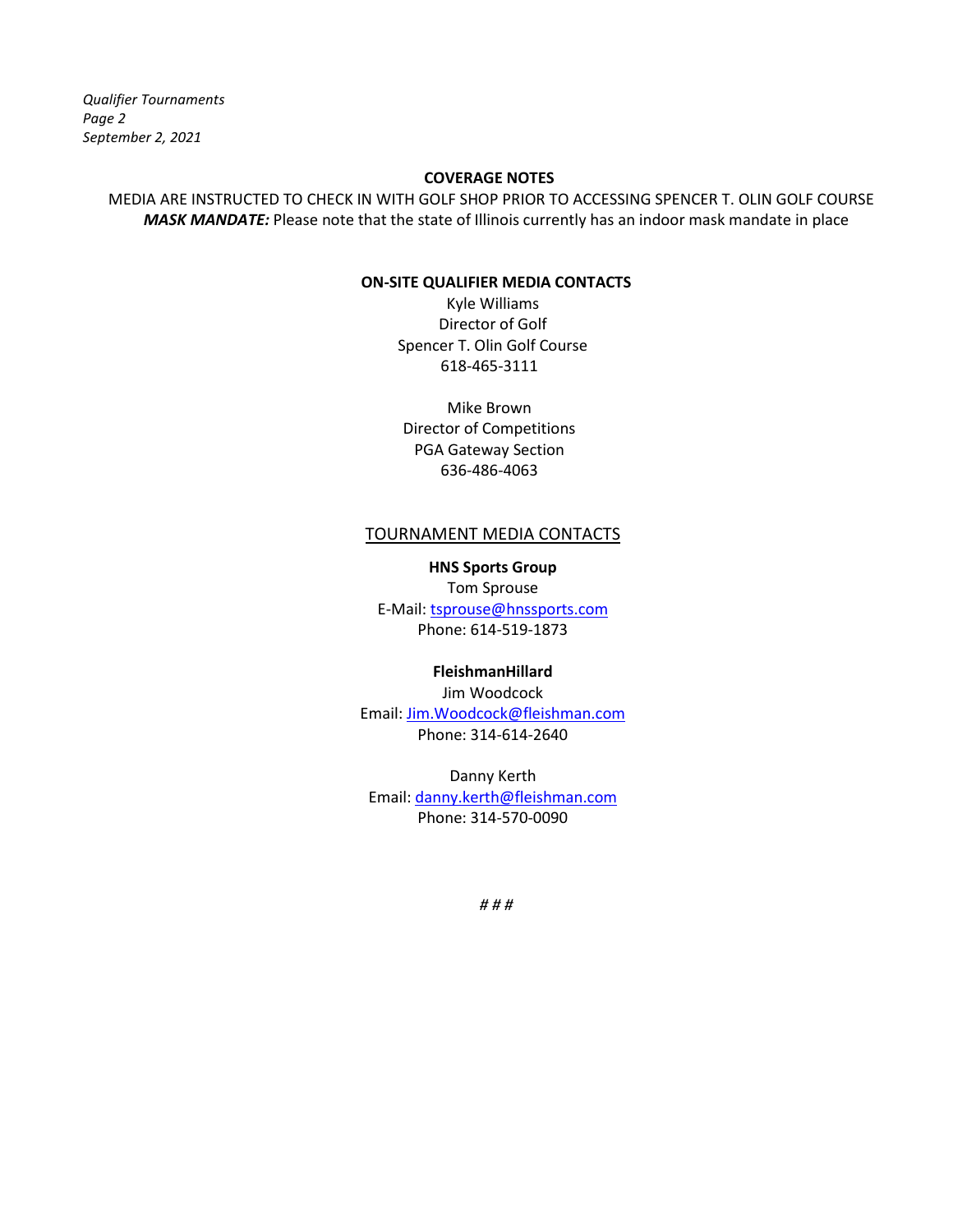**COVERAGE NOTES**

MEDIA ARE INSTRUCTED TO CHECK IN WITH GOLF SHOP PRIOR TO ACCESSING SPENCER T. OLIN GOLF COURSE

***MASK MANDATE:*** Please note that the state of Illinois currently has an indoor mask mandate in place

**ON-SITE QUALIFIER MEDIA CONTACTS**

Kyle Williams
Director of Golf
Spencer T. Olin Golf Course
618-465-3111

Mike Brown
Director of Competitions
PGA Gateway Section
636-486-4063

TOURNAMENT MEDIA CONTACTS

**HNS Sports Group**
Tom Sprouse
E-Mail: tsprouse@hnssports.com
Phone: 614-519-1873

**FleishmanHillard**
Jim Woodcock
Email: Jim.Woodcock@fleishman.com
Phone: 314-614-2640

Danny Kerth
Email: danny.kerth@fleishman.com
Phone: 314-570-0090

*# # #*